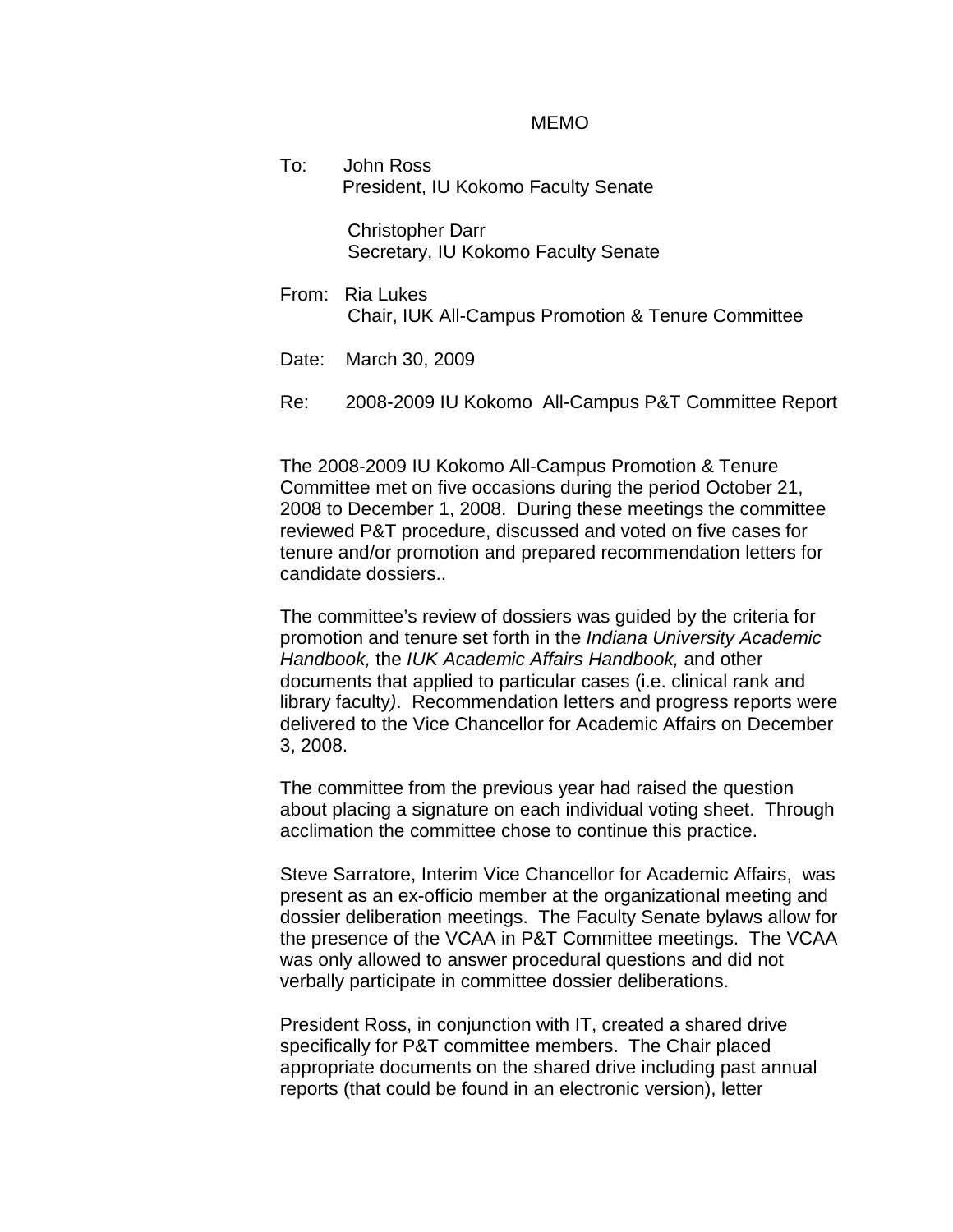MEMO

To: John Ross
President, IU Kokomo Faculty Senate

Christopher Darr
Secretary, IU Kokomo Faculty Senate

From: Ria Lukes
Chair, IUK All-Campus Promotion & Tenure Committee

Date: March 30, 2009

Re: 2008-2009 IU Kokomo All-Campus P&T Committee Report

The 2008-2009 IU Kokomo All-Campus Promotion & Tenure Committee met on five occasions during the period October 21, 2008 to December 1, 2008. During these meetings the committee reviewed P&T procedure, discussed and voted on five cases for tenure and/or promotion and prepared recommendation letters for candidate dossiers..

The committee's review of dossiers was guided by the criteria for promotion and tenure set forth in the *Indiana University Academic Handbook,* the *IUK Academic Affairs Handbook,* and other documents that applied to particular cases (i.e. clinical rank and library faculty). Recommendation letters and progress reports were delivered to the Vice Chancellor for Academic Affairs on December 3, 2008.

The committee from the previous year had raised the question about placing a signature on each individual voting sheet. Through acclimation the committee chose to continue this practice.

Steve Sarratore, Interim Vice Chancellor for Academic Affairs, was present as an ex-officio member at the organizational meeting and dossier deliberation meetings. The Faculty Senate bylaws allow for the presence of the VCAA in P&T Committee meetings. The VCAA was only allowed to answer procedural questions and did not verbally participate in committee dossier deliberations.

President Ross, in conjunction with IT, created a shared drive specifically for P&T committee members. The Chair placed appropriate documents on the shared drive including past annual reports (that could be found in an electronic version), letter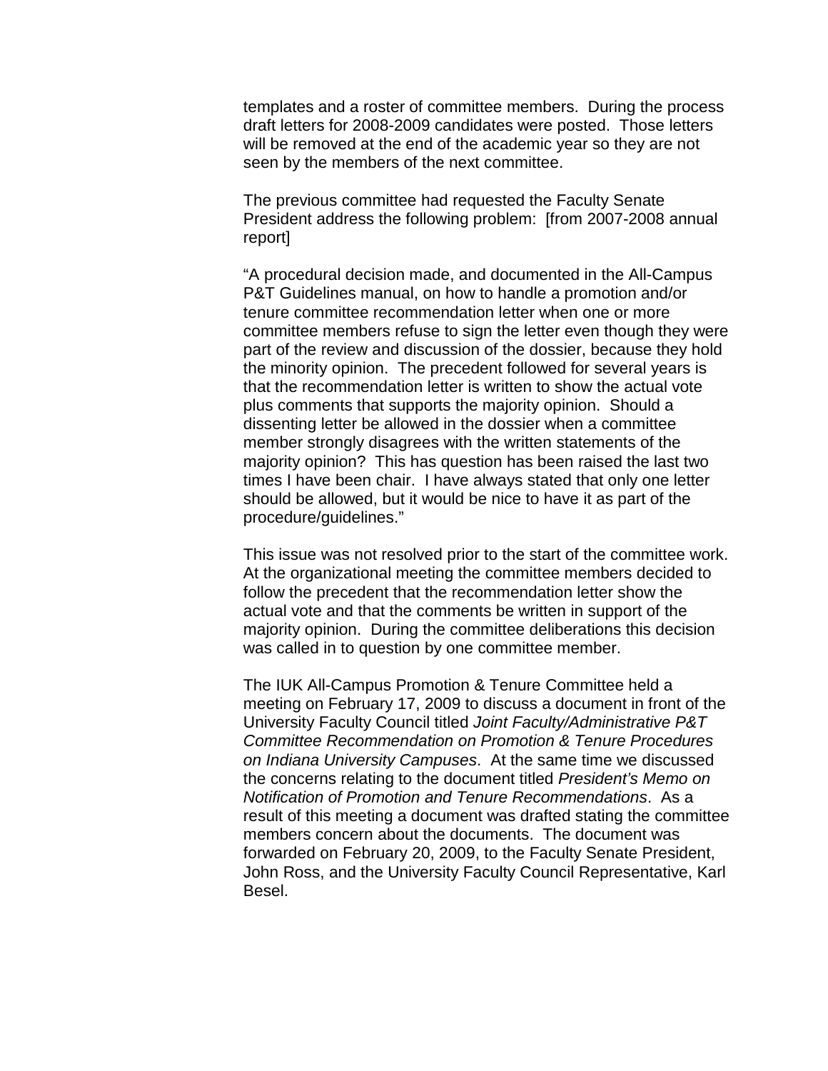templates and a roster of committee members. During the process draft letters for 2008-2009 candidates were posted. Those letters will be removed at the end of the academic year so they are not seen by the members of the next committee.

The previous committee had requested the Faculty Senate President address the following problem: [from 2007-2008 annual report]

"A procedural decision made, and documented in the All-Campus P&T Guidelines manual, on how to handle a promotion and/or tenure committee recommendation letter when one or more committee members refuse to sign the letter even though they were part of the review and discussion of the dossier, because they hold the minority opinion. The precedent followed for several years is that the recommendation letter is written to show the actual vote plus comments that supports the majority opinion. Should a dissenting letter be allowed in the dossier when a committee member strongly disagrees with the written statements of the majority opinion? This has question has been raised the last two times I have been chair. I have always stated that only one letter should be allowed, but it would be nice to have it as part of the procedure/guidelines."

This issue was not resolved prior to the start of the committee work. At the organizational meeting the committee members decided to follow the precedent that the recommendation letter show the actual vote and that the comments be written in support of the majority opinion. During the committee deliberations this decision was called in to question by one committee member.

The IUK All-Campus Promotion & Tenure Committee held a meeting on February 17, 2009 to discuss a document in front of the University Faculty Council titled *Joint Faculty/Administrative P&T Committee Recommendation on Promotion & Tenure Procedures on Indiana University Campuses*. At the same time we discussed the concerns relating to the document titled *President's Memo on Notification of Promotion and Tenure Recommendations*. As a result of this meeting a document was drafted stating the committee members concern about the documents. The document was forwarded on February 20, 2009, to the Faculty Senate President, John Ross, and the University Faculty Council Representative, Karl Besel.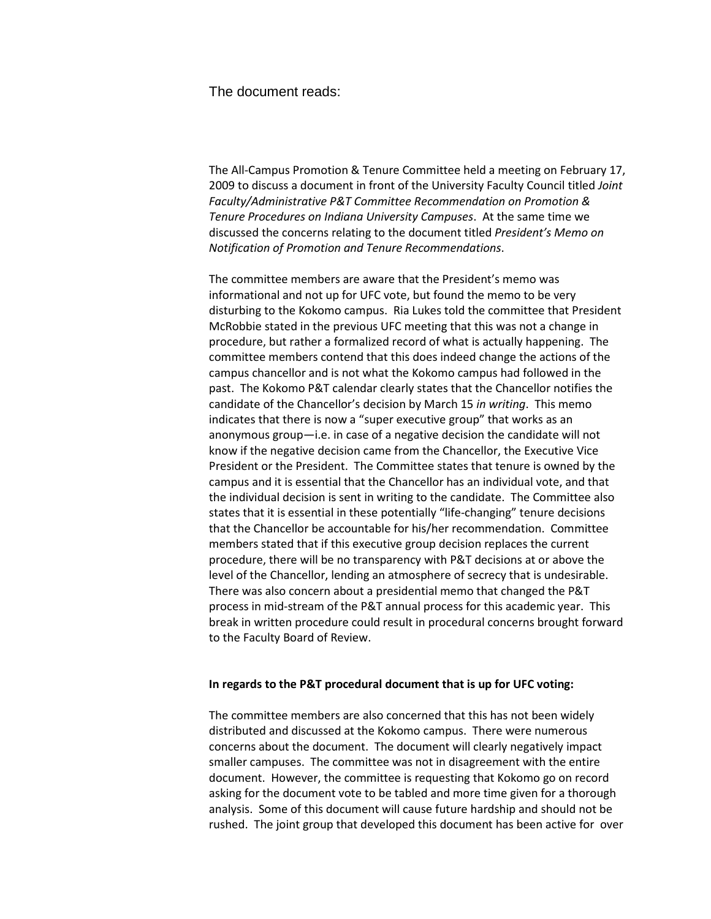The document reads:

The All-Campus Promotion & Tenure Committee held a meeting on February 17, 2009 to discuss a document in front of the University Faculty Council titled *Joint Faculty/Administrative P&T Committee Recommendation on Promotion & Tenure Procedures on Indiana University Campuses*. At the same time we discussed the concerns relating to the document titled *President's Memo on Notification of Promotion and Tenure Recommendations*.

The committee members are aware that the President's memo was informational and not up for UFC vote, but found the memo to be very disturbing to the Kokomo campus. Ria Lukes told the committee that President McRobbie stated in the previous UFC meeting that this was not a change in procedure, but rather a formalized record of what is actually happening. The committee members contend that this does indeed change the actions of the campus chancellor and is not what the Kokomo campus had followed in the past. The Kokomo P&T calendar clearly states that the Chancellor notifies the candidate of the Chancellor's decision by March 15 *in writing*. This memo indicates that there is now a "super executive group" that works as an anonymous group—i.e. in case of a negative decision the candidate will not know if the negative decision came from the Chancellor, the Executive Vice President or the President. The Committee states that tenure is owned by the campus and it is essential that the Chancellor has an individual vote, and that the individual decision is sent in writing to the candidate. The Committee also states that it is essential in these potentially "life-changing" tenure decisions that the Chancellor be accountable for his/her recommendation. Committee members stated that if this executive group decision replaces the current procedure, there will be no transparency with P&T decisions at or above the level of the Chancellor, lending an atmosphere of secrecy that is undesirable. There was also concern about a presidential memo that changed the P&T process in mid-stream of the P&T annual process for this academic year. This break in written procedure could result in procedural concerns brought forward to the Faculty Board of Review.

**In regards to the P&T procedural document that is up for UFC voting:**

The committee members are also concerned that this has not been widely distributed and discussed at the Kokomo campus. There were numerous concerns about the document. The document will clearly negatively impact smaller campuses. The committee was not in disagreement with the entire document. However, the committee is requesting that Kokomo go on record asking for the document vote to be tabled and more time given for a thorough analysis. Some of this document will cause future hardship and should not be rushed. The joint group that developed this document has been active for over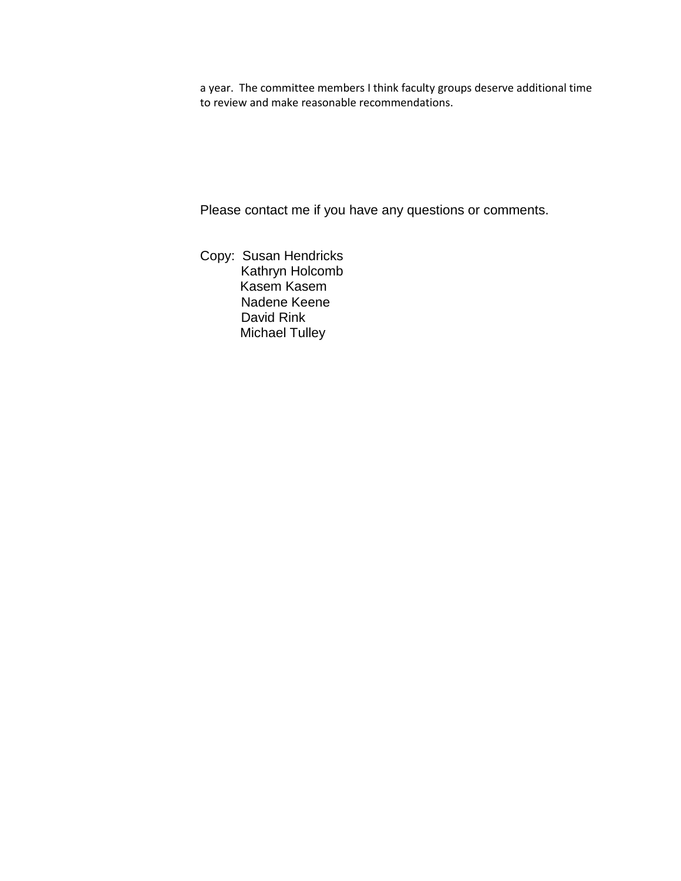a year. The committee members I think faculty groups deserve additional time to review and make reasonable recommendations.

Please contact me if you have any questions or comments.

Copy: Susan Hendricks
Kathryn Holcomb
Kasem Kasem
Nadene Keene
David Rink
Michael Tulley